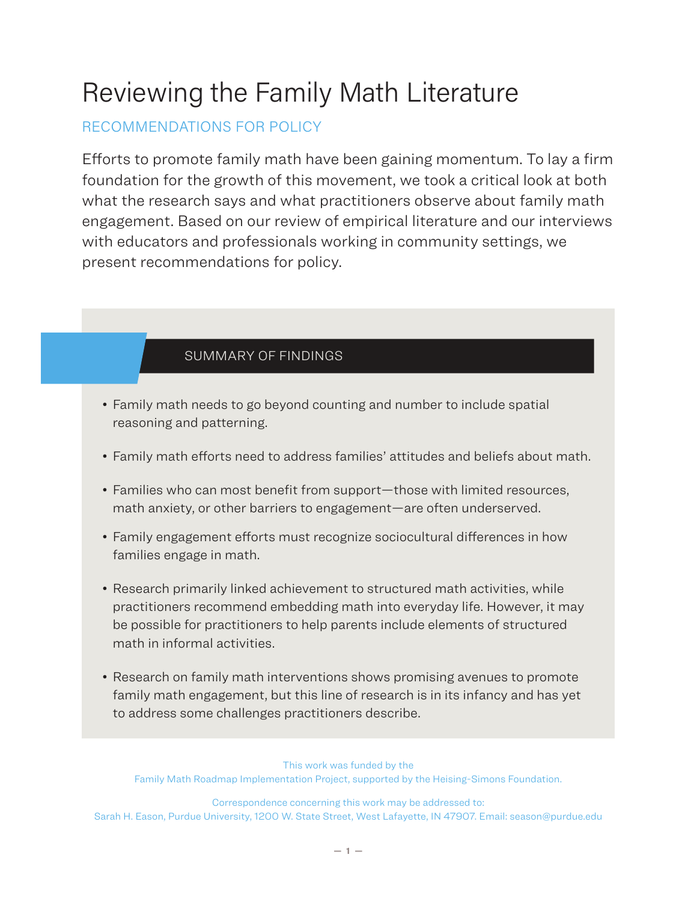# Reviewing the Family Math Literature

## RECOMMENDATIONS FOR POLICY

Efforts to promote family math have been gaining momentum. To lay a firm foundation for the growth of this movement, we took a critical look at both what the research says and what practitioners observe about family math engagement. Based on our review of empirical literature and our interviews with educators and professionals working in community settings, we present recommendations for policy.

### SUMMARY OF FINDINGS

- Family math needs to go beyond counting and number to include spatial reasoning and patterning.
- Family math efforts need to address families' attitudes and beliefs about math.
- Families who can most benefit from support—those with limited resources, math anxiety, or other barriers to engagement—are often underserved.
- Family engagement efforts must recognize sociocultural differences in how families engage in math.
- Research primarily linked achievement to structured math activities, while practitioners recommend embedding math into everyday life. However, it may be possible for practitioners to help parents include elements of structured math in informal activities.
- Research on family math interventions shows promising avenues to promote family math engagement, but this line of research is in its infancy and has yet to address some challenges practitioners describe.

This work was funded by the Family Math Roadmap Implementation Project, supported by the Heising-Simons Foundation.

Correspondence concerning this work may be addressed to: Sarah H. Eason, Purdue University, 1200 W. State Street, West Lafayette, IN 47907. Email: season@purdue.edu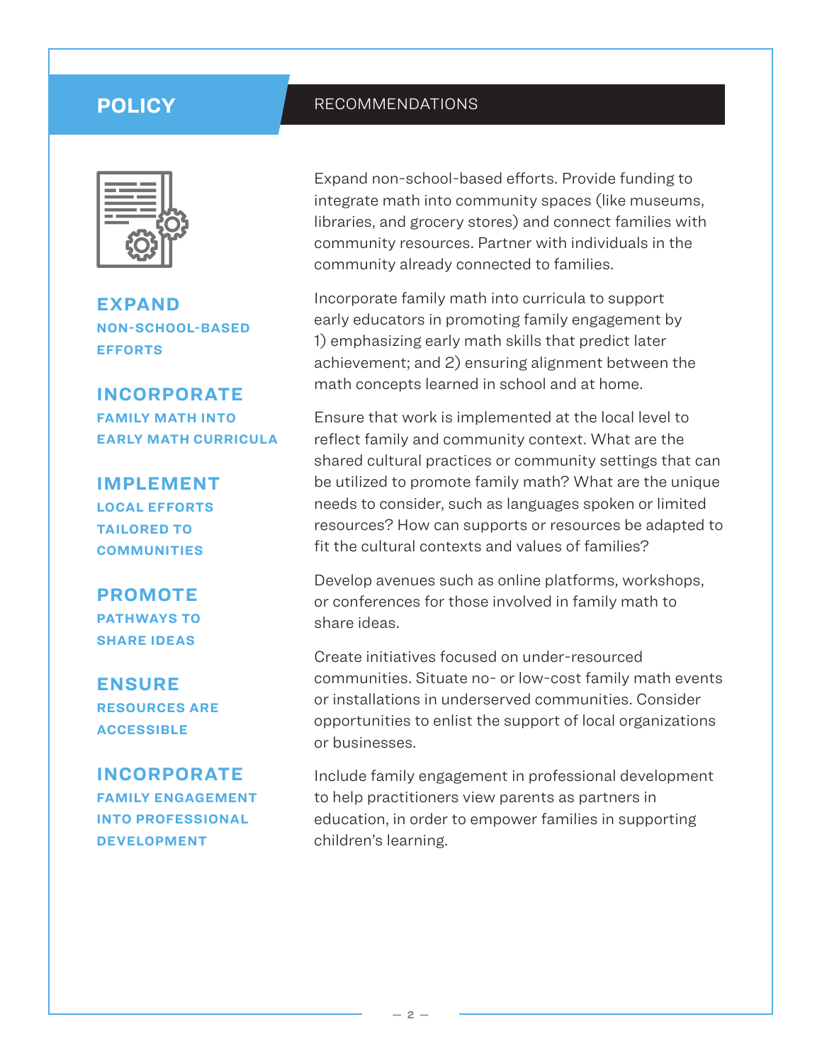## POLICY RECOMMENDATIONS

**EXPAND NON-SCHOOL-BASED EFFORTS**

Expand non-school-based efforts. Provide funding to integrate math into community spaces (like museums, libraries, and grocery stores) and connect families with community resources. Partner with individuals in the community already connected to families.

**INCORPORATE FAMILY MATH INTO EARLY MATH CURRICULA**

Incorporate family math into curricula to support early educators in promoting family engagement by 1) emphasizing early math skills that predict later achievement; and 2) ensuring alignment between the math concepts learned in school and at home.

**IMPLEMENT LOCAL EFFORTS TAILORED TO COMMUNITIES**

Ensure that work is implemented at the local level to reflect family and community context. What are the shared cultural practices or community settings that can be utilized to promote family math? What are the unique needs to consider, such as languages spoken or limited resources? How can supports or resources be adapted to fit the cultural contexts and values of families?

**PROMOTE PATHWAYS TO SHARE IDEAS**

Develop avenues such as online platforms, workshops, or conferences for those involved in family math to share ideas.

**ENSURE RESOURCES ARE ACCESSIBLE**

Create initiatives focused on under-resourced communities. Situate no- or low-cost family math events or installations in underserved communities. Consider opportunities to enlist the support of local organizations or businesses.

**INCORPORATE FAMILY ENGAGEMENT INTO PROFESSIONAL DEVELOPMENT**

Include family engagement in professional development to help practitioners view parents as partners in education, in order to empower families in supporting children's learning.